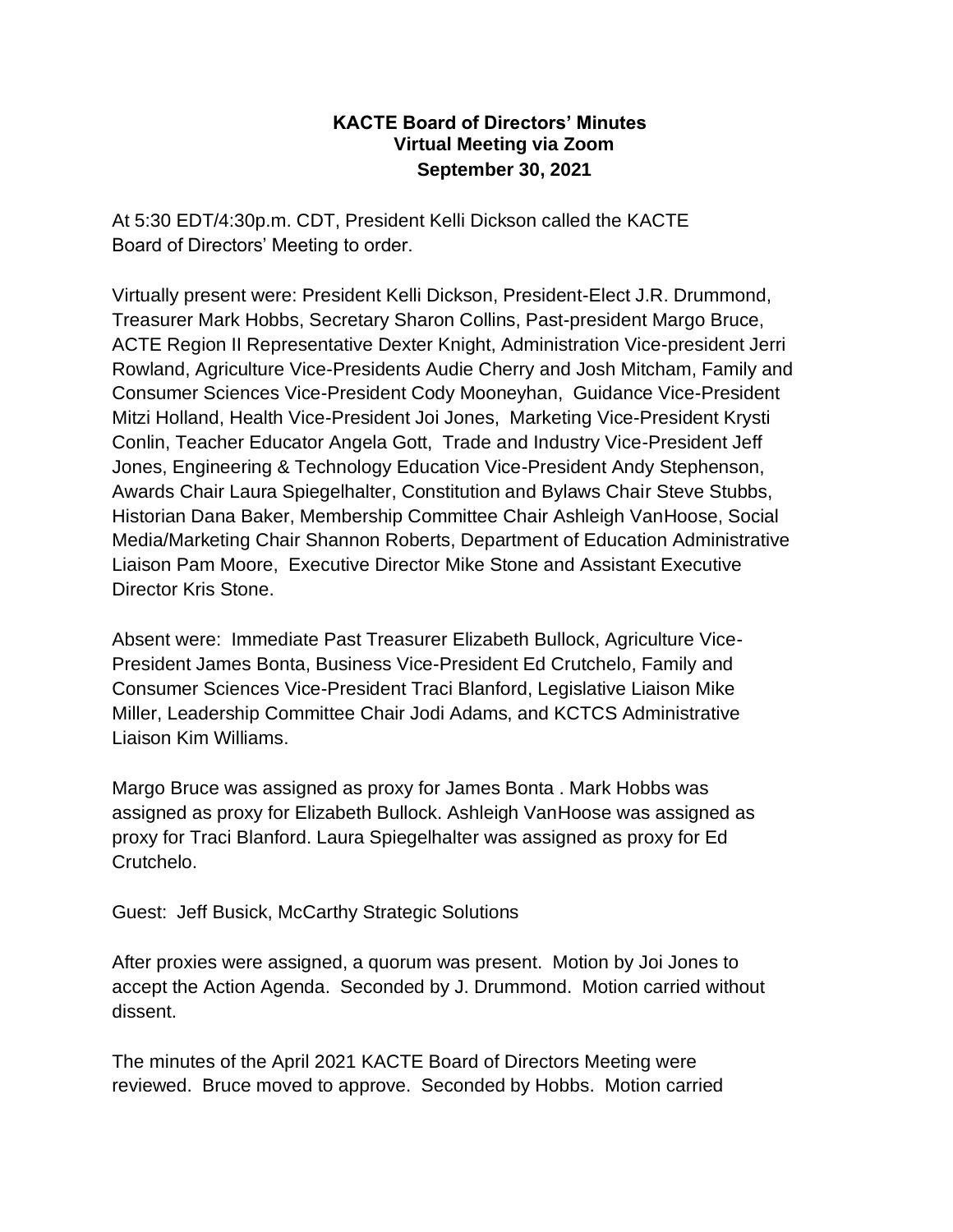**KACTE Board of Directors' Minutes**
**Virtual Meeting via Zoom**
**September 30, 2021**

At 5:30 EDT/4:30p.m. CDT, President Kelli Dickson called the KACTE Board of Directors' Meeting to order.

Virtually present were: President Kelli Dickson, President-Elect J.R. Drummond, Treasurer Mark Hobbs, Secretary Sharon Collins, Past-president Margo Bruce, ACTE Region II Representative Dexter Knight, Administration Vice-president Jerri Rowland, Agriculture Vice-Presidents Audie Cherry and Josh Mitcham, Family and Consumer Sciences Vice-President Cody Mooneyhan, Guidance Vice-President Mitzi Holland, Health Vice-President Joi Jones, Marketing Vice-President Krysti Conlin, Teacher Educator Angela Gott, Trade and Industry Vice-President Jeff Jones, Engineering & Technology Education Vice-President Andy Stephenson, Awards Chair Laura Spiegelhalter, Constitution and Bylaws Chair Steve Stubbs, Historian Dana Baker, Membership Committee Chair Ashleigh VanHoose, Social Media/Marketing Chair Shannon Roberts, Department of Education Administrative Liaison Pam Moore, Executive Director Mike Stone and Assistant Executive Director Kris Stone.

Absent were: Immediate Past Treasurer Elizabeth Bullock, Agriculture Vice-President James Bonta, Business Vice-President Ed Crutchelo, Family and Consumer Sciences Vice-President Traci Blanford, Legislative Liaison Mike Miller, Leadership Committee Chair Jodi Adams, and KCTCS Administrative Liaison Kim Williams.

Margo Bruce was assigned as proxy for James Bonta . Mark Hobbs was assigned as proxy for Elizabeth Bullock. Ashleigh VanHoose was assigned as proxy for Traci Blanford. Laura Spiegelhalter was assigned as proxy for Ed Crutchelo.

Guest: Jeff Busick, McCarthy Strategic Solutions

After proxies were assigned, a quorum was present. Motion by Joi Jones to accept the Action Agenda. Seconded by J. Drummond. Motion carried without dissent.

The minutes of the April 2021 KACTE Board of Directors Meeting were reviewed. Bruce moved to approve. Seconded by Hobbs. Motion carried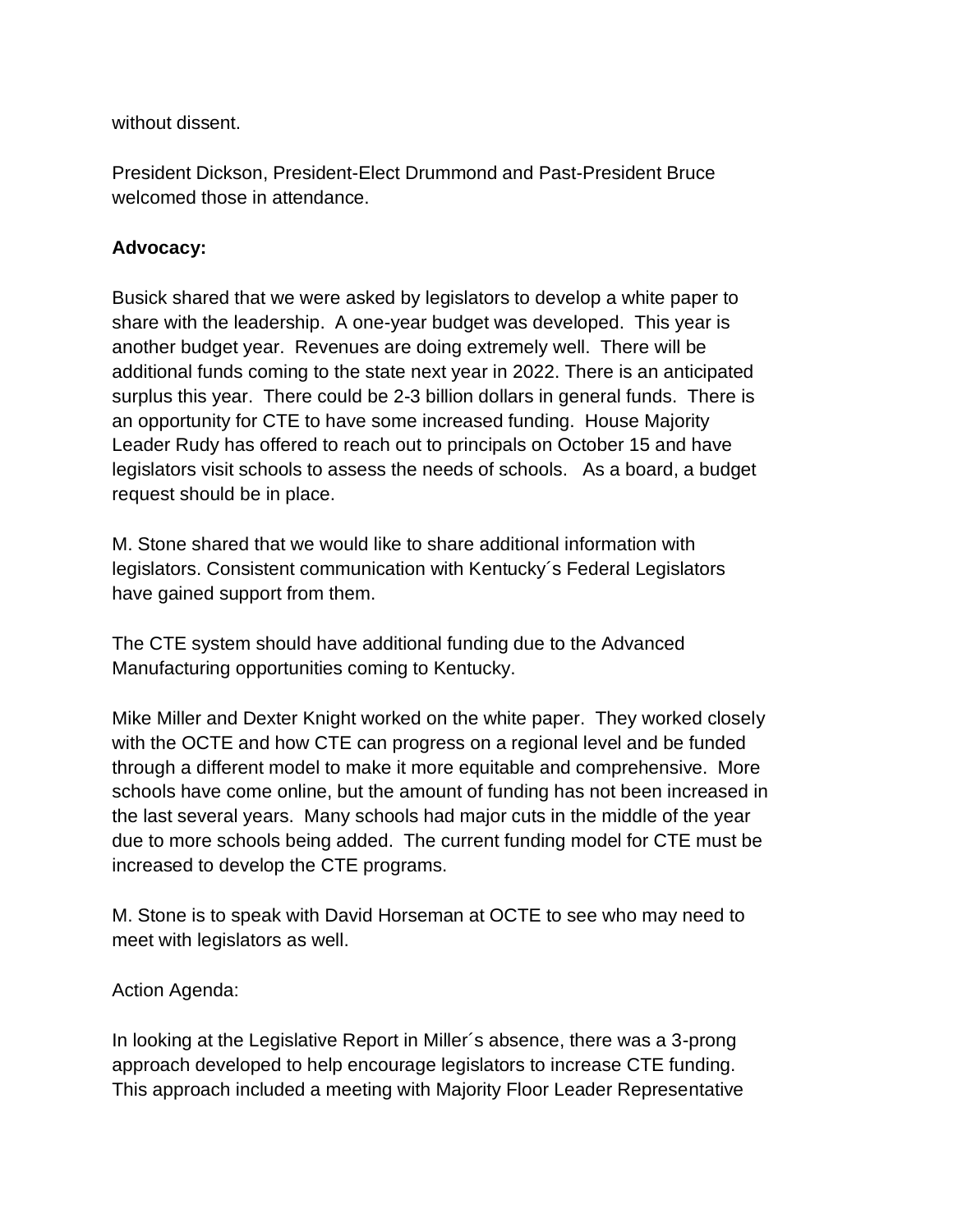without dissent.

President Dickson, President-Elect Drummond and Past-President Bruce welcomed those in attendance.

**Advocacy:**

Busick shared that we were asked by legislators to develop a white paper to share with the leadership. A one-year budget was developed. This year is another budget year. Revenues are doing extremely well. There will be additional funds coming to the state next year in 2022. There is an anticipated surplus this year. There could be 2-3 billion dollars in general funds. There is an opportunity for CTE to have some increased funding. House Majority Leader Rudy has offered to reach out to principals on October 15 and have legislators visit schools to assess the needs of schools. As a board, a budget request should be in place.

M. Stone shared that we would like to share additional information with legislators. Consistent communication with Kentucky´s Federal Legislators have gained support from them.

The CTE system should have additional funding due to the Advanced Manufacturing opportunities coming to Kentucky.

Mike Miller and Dexter Knight worked on the white paper. They worked closely with the OCTE and how CTE can progress on a regional level and be funded through a different model to make it more equitable and comprehensive. More schools have come online, but the amount of funding has not been increased in the last several years. Many schools had major cuts in the middle of the year due to more schools being added. The current funding model for CTE must be increased to develop the CTE programs.

M. Stone is to speak with David Horseman at OCTE to see who may need to meet with legislators as well.

Action Agenda:

In looking at the Legislative Report in Miller´s absence, there was a 3-prong approach developed to help encourage legislators to increase CTE funding. This approach included a meeting with Majority Floor Leader Representative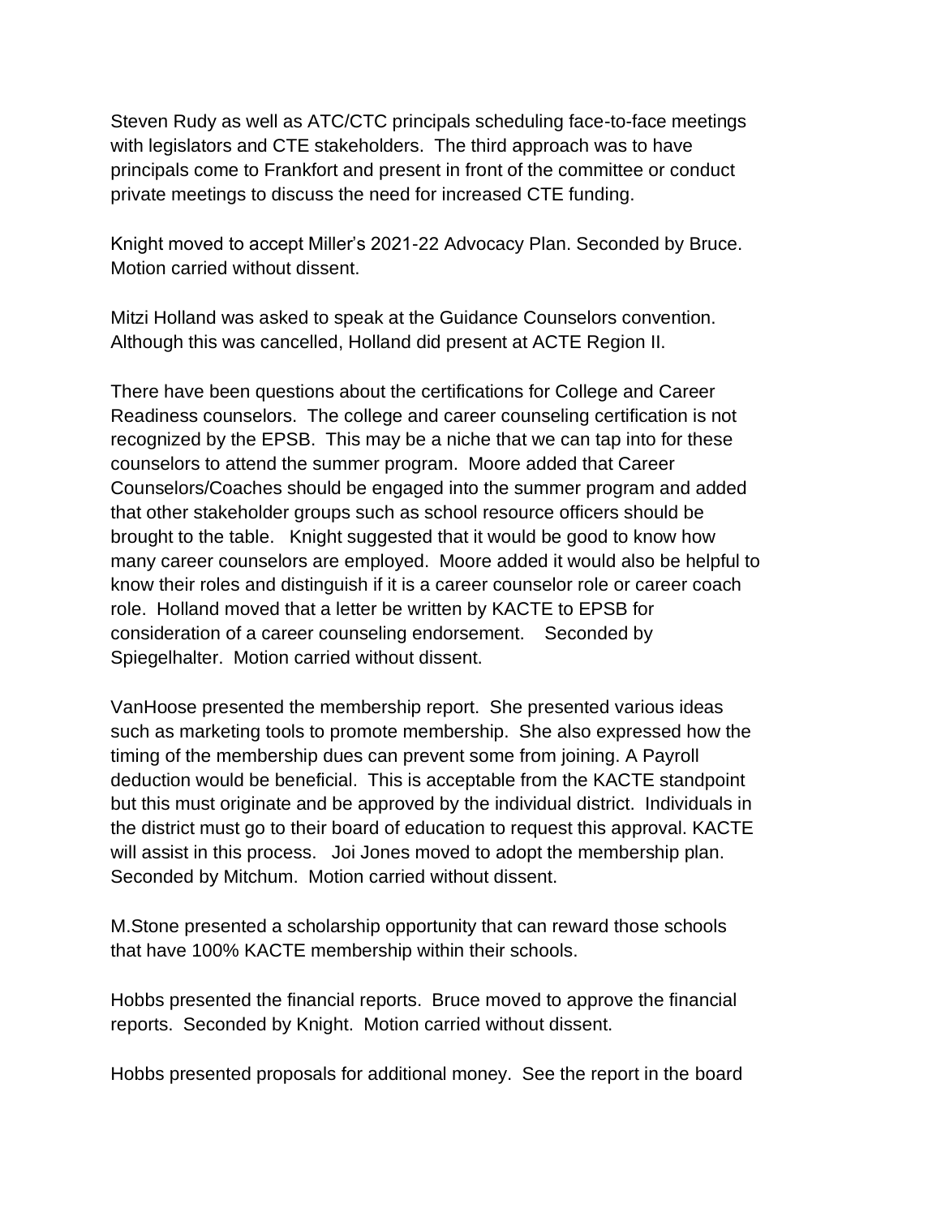Steven Rudy as well as ATC/CTC principals scheduling face-to-face meetings with legislators and CTE stakeholders. The third approach was to have principals come to Frankfort and present in front of the committee or conduct private meetings to discuss the need for increased CTE funding.

Knight moved to accept Miller's 2021-22 Advocacy Plan. Seconded by Bruce. Motion carried without dissent.

Mitzi Holland was asked to speak at the Guidance Counselors convention. Although this was cancelled, Holland did present at ACTE Region II.

There have been questions about the certifications for College and Career Readiness counselors. The college and career counseling certification is not recognized by the EPSB. This may be a niche that we can tap into for these counselors to attend the summer program. Moore added that Career Counselors/Coaches should be engaged into the summer program and added that other stakeholder groups such as school resource officers should be brought to the table. Knight suggested that it would be good to know how many career counselors are employed. Moore added it would also be helpful to know their roles and distinguish if it is a career counselor role or career coach role. Holland moved that a letter be written by KACTE to EPSB for consideration of a career counseling endorsement. Seconded by Spiegelhalter. Motion carried without dissent.

VanHoose presented the membership report. She presented various ideas such as marketing tools to promote membership. She also expressed how the timing of the membership dues can prevent some from joining. A Payroll deduction would be beneficial. This is acceptable from the KACTE standpoint but this must originate and be approved by the individual district. Individuals in the district must go to their board of education to request this approval. KACTE will assist in this process. Joi Jones moved to adopt the membership plan. Seconded by Mitchum. Motion carried without dissent.

M.Stone presented a scholarship opportunity that can reward those schools that have 100% KACTE membership within their schools.

Hobbs presented the financial reports. Bruce moved to approve the financial reports. Seconded by Knight. Motion carried without dissent.

Hobbs presented proposals for additional money. See the report in the board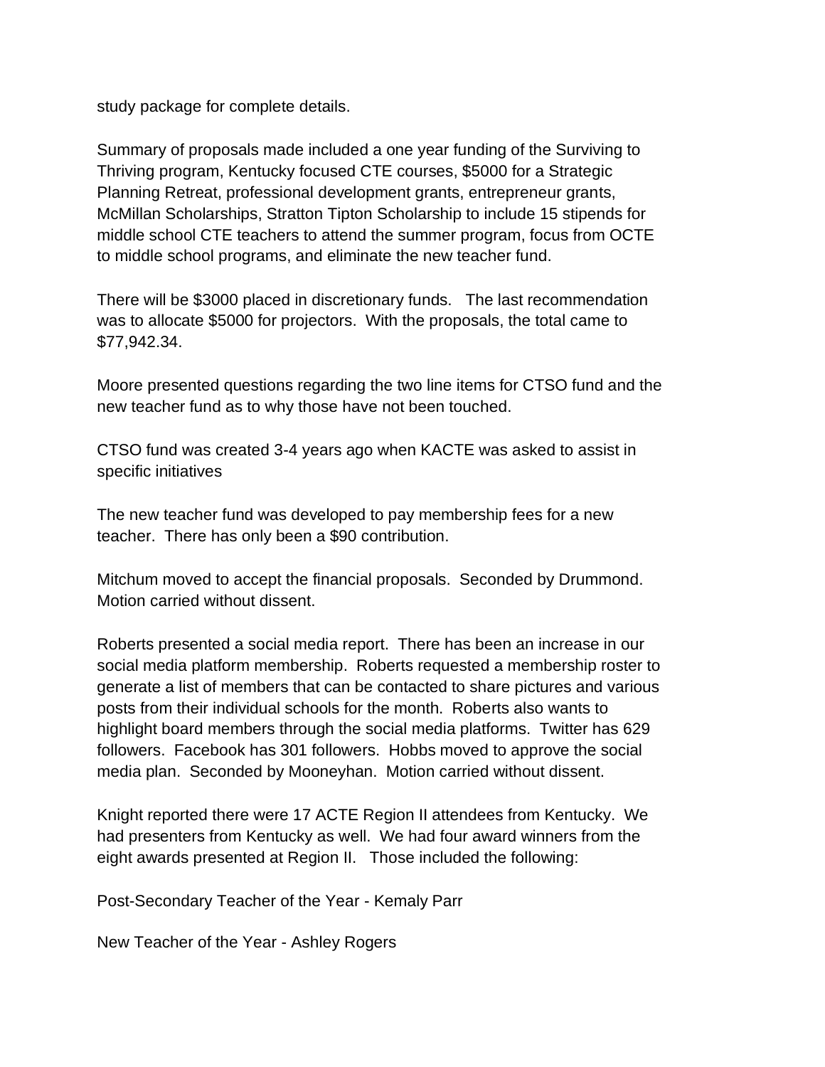study package for complete details.

Summary of proposals made included a one year funding of the Surviving to Thriving program, Kentucky focused CTE courses, $5000 for a Strategic Planning Retreat, professional development grants, entrepreneur grants, McMillan Scholarships, Stratton Tipton Scholarship to include 15 stipends for middle school CTE teachers to attend the summer program, focus from OCTE to middle school programs, and eliminate the new teacher fund.

There will be $3000 placed in discretionary funds. The last recommendation was to allocate $5000 for projectors. With the proposals, the total came to $77,942.34.

Moore presented questions regarding the two line items for CTSO fund and the new teacher fund as to why those have not been touched.

CTSO fund was created 3-4 years ago when KACTE was asked to assist in specific initiatives

The new teacher fund was developed to pay membership fees for a new teacher. There has only been a $90 contribution.

Mitchum moved to accept the financial proposals. Seconded by Drummond. Motion carried without dissent.

Roberts presented a social media report. There has been an increase in our social media platform membership. Roberts requested a membership roster to generate a list of members that can be contacted to share pictures and various posts from their individual schools for the month. Roberts also wants to highlight board members through the social media platforms. Twitter has 629 followers. Facebook has 301 followers. Hobbs moved to approve the social media plan. Seconded by Mooneyhan. Motion carried without dissent.

Knight reported there were 17 ACTE Region II attendees from Kentucky. We had presenters from Kentucky as well. We had four award winners from the eight awards presented at Region II. Those included the following:

Post-Secondary Teacher of the Year - Kemaly Parr

New Teacher of the Year - Ashley Rogers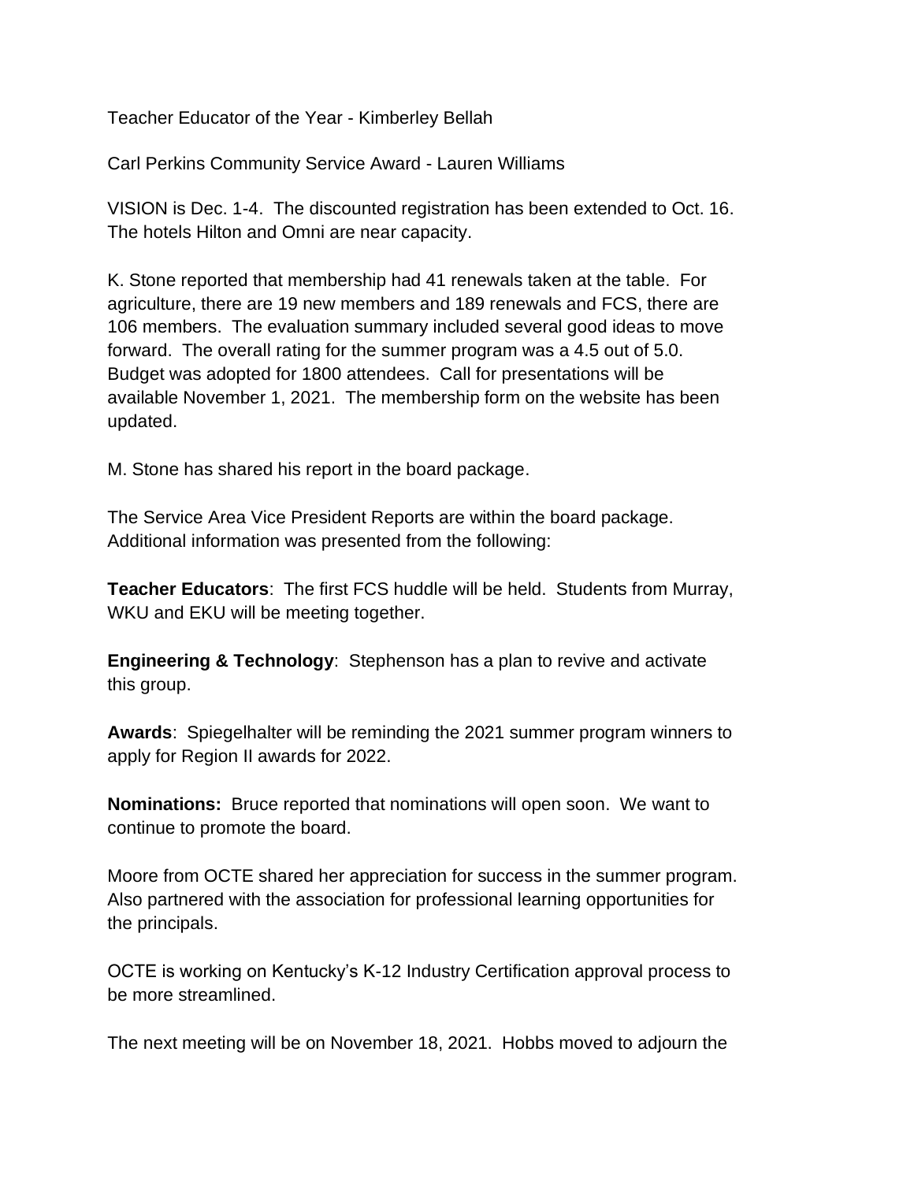Teacher Educator of the Year - Kimberley Bellah

Carl Perkins Community Service Award - Lauren Williams

VISION is Dec. 1-4. The discounted registration has been extended to Oct. 16. The hotels Hilton and Omni are near capacity.

K. Stone reported that membership had 41 renewals taken at the table. For agriculture, there are 19 new members and 189 renewals and FCS, there are 106 members. The evaluation summary included several good ideas to move forward. The overall rating for the summer program was a 4.5 out of 5.0. Budget was adopted for 1800 attendees. Call for presentations will be available November 1, 2021. The membership form on the website has been updated.

M. Stone has shared his report in the board package.

The Service Area Vice President Reports are within the board package. Additional information was presented from the following:

**Teacher Educators**: The first FCS huddle will be held. Students from Murray, WKU and EKU will be meeting together.

**Engineering & Technology**: Stephenson has a plan to revive and activate this group.

**Awards**: Spiegelhalter will be reminding the 2021 summer program winners to apply for Region II awards for 2022.

**Nominations:** Bruce reported that nominations will open soon. We want to continue to promote the board.

Moore from OCTE shared her appreciation for success in the summer program. Also partnered with the association for professional learning opportunities for the principals.

OCTE is working on Kentucky's K-12 Industry Certification approval process to be more streamlined.

The next meeting will be on November 18, 2021. Hobbs moved to adjourn the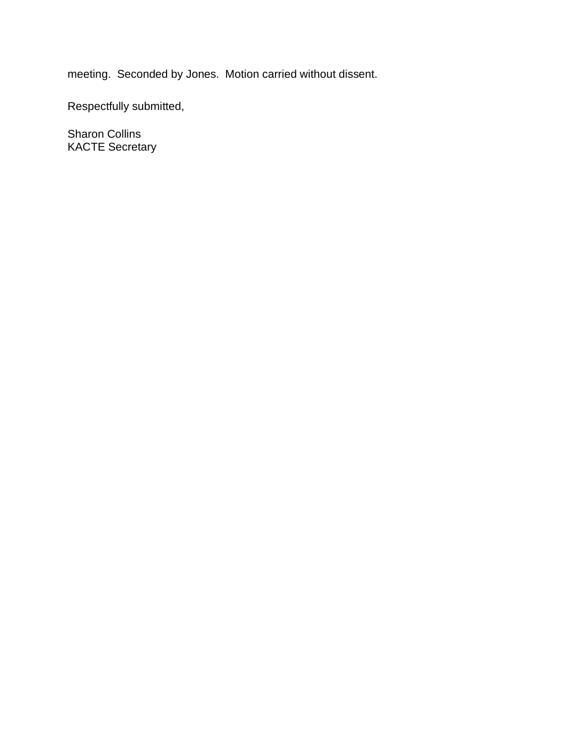meeting. Seconded by Jones. Motion carried without dissent.

Respectfully submitted,

Sharon Collins
KACTE Secretary